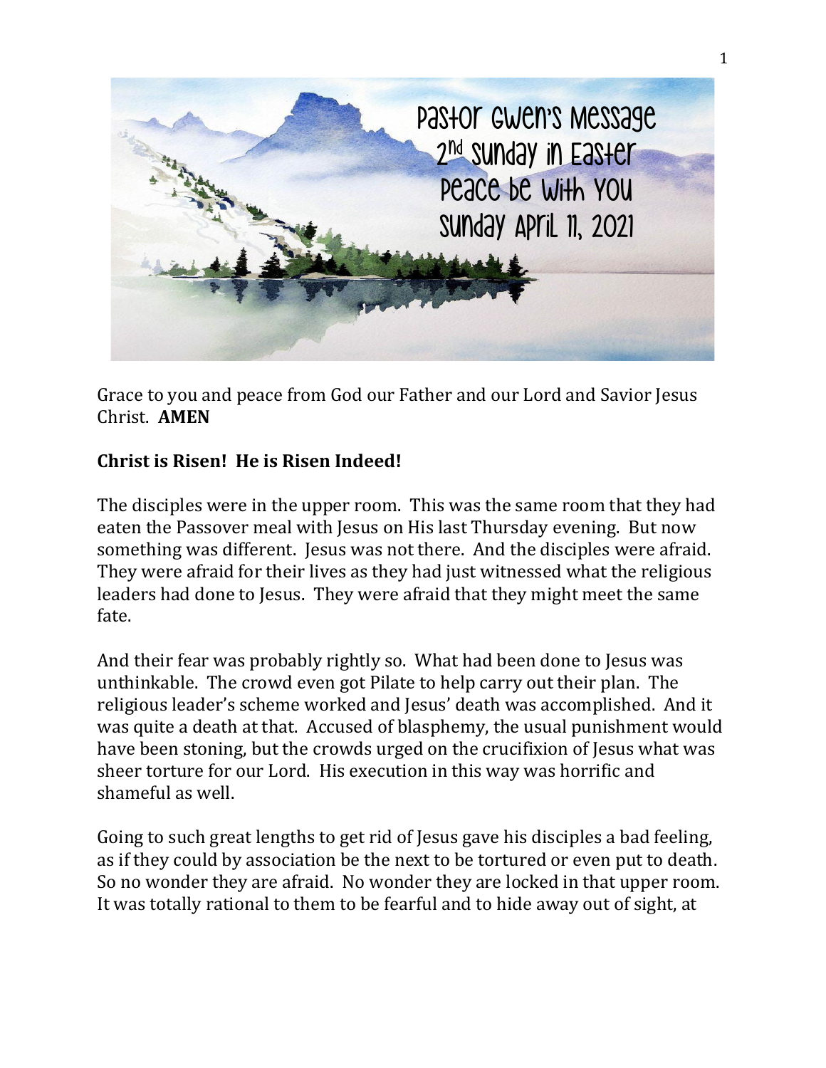# Pastor Gwen's Message
## 2nd Sunday in Easter
## Peace be With You
## Sunday April 11, 2021

Grace to you and peace from God our Father and our Lord and Savior Jesus Christ. **AMEN**

**Christ is Risen! He is Risen Indeed!**

The disciples were in the upper room. This was the same room that they had eaten the Passover meal with Jesus on His last Thursday evening. But now something was different. Jesus was not there. And the disciples were afraid. They were afraid for their lives as they had just witnessed what the religious leaders had done to Jesus. They were afraid that they might meet the same fate.

And their fear was probably rightly so. What had been done to Jesus was unthinkable. The crowd even got Pilate to help carry out their plan. The religious leader's scheme worked and Jesus' death was accomplished. And it was quite a death at that. Accused of blasphemy, the usual punishment would have been stoning, but the crowds urged on the crucifixion of Jesus what was sheer torture for our Lord. His execution in this way was horrific and shameful as well.

Going to such great lengths to get rid of Jesus gave his disciples a bad feeling, as if they could by association be the next to be tortured or even put to death. So no wonder they are afraid. No wonder they are locked in that upper room. It was totally rational to them to be fearful and to hide away out of sight, at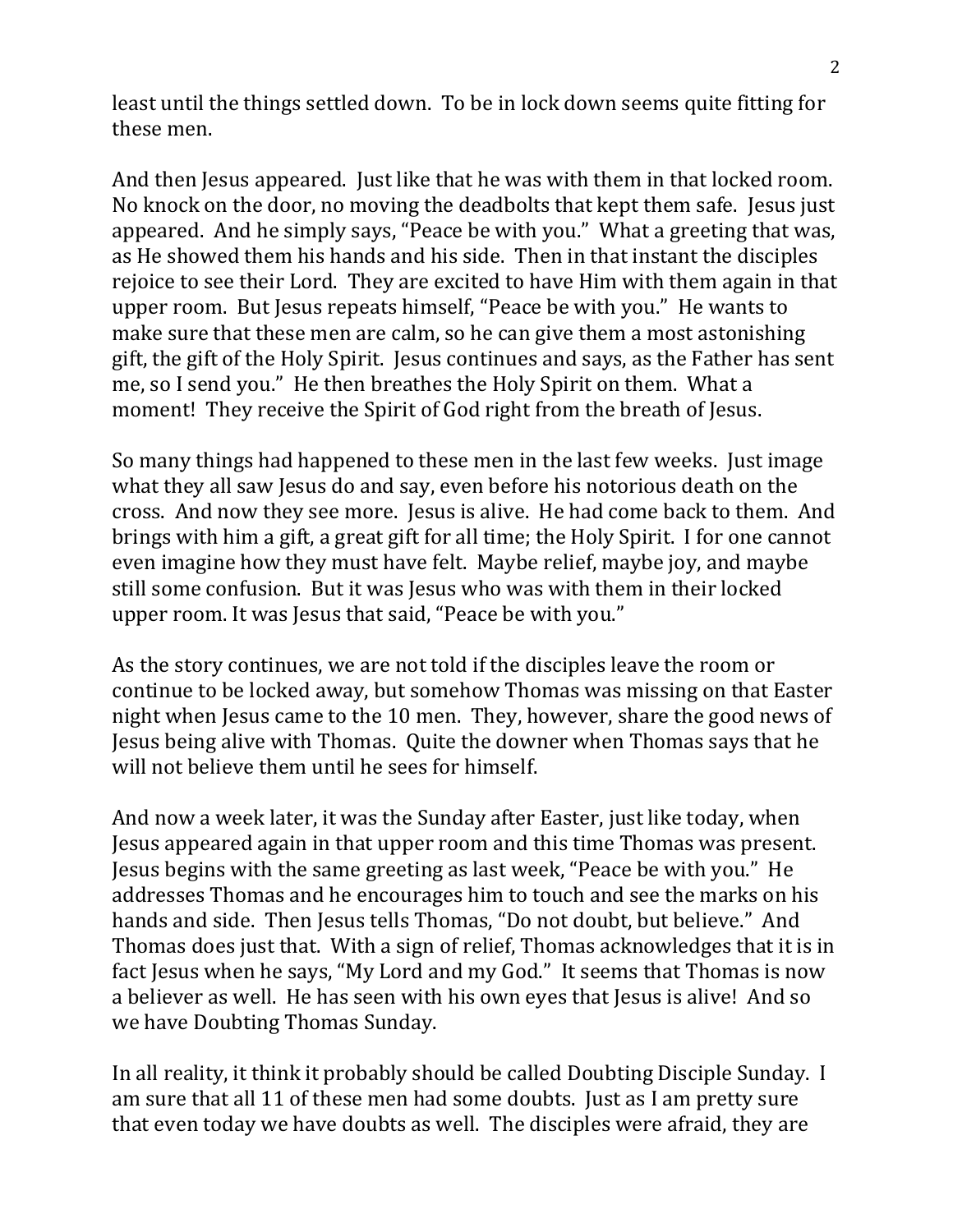least until the things settled down. To be in lock down seems quite fitting for these men.

And then Jesus appeared. Just like that he was with them in that locked room. No knock on the door, no moving the deadbolts that kept them safe. Jesus just appeared. And he simply says, "Peace be with you." What a greeting that was, as He showed them his hands and his side. Then in that instant the disciples rejoice to see their Lord. They are excited to have Him with them again in that upper room. But Jesus repeats himself, "Peace be with you." He wants to make sure that these men are calm, so he can give them a most astonishing gift, the gift of the Holy Spirit. Jesus continues and says, as the Father has sent me, so I send you." He then breathes the Holy Spirit on them. What a moment! They receive the Spirit of God right from the breath of Jesus.

So many things had happened to these men in the last few weeks. Just image what they all saw Jesus do and say, even before his notorious death on the cross. And now they see more. Jesus is alive. He had come back to them. And brings with him a gift, a great gift for all time; the Holy Spirit. I for one cannot even imagine how they must have felt. Maybe relief, maybe joy, and maybe still some confusion. But it was Jesus who was with them in their locked upper room. It was Jesus that said, "Peace be with you."

As the story continues, we are not told if the disciples leave the room or continue to be locked away, but somehow Thomas was missing on that Easter night when Jesus came to the 10 men. They, however, share the good news of Jesus being alive with Thomas. Quite the downer when Thomas says that he will not believe them until he sees for himself.

And now a week later, it was the Sunday after Easter, just like today, when Jesus appeared again in that upper room and this time Thomas was present. Jesus begins with the same greeting as last week, "Peace be with you." He addresses Thomas and he encourages him to touch and see the marks on his hands and side. Then Jesus tells Thomas, "Do not doubt, but believe." And Thomas does just that. With a sign of relief, Thomas acknowledges that it is in fact Jesus when he says, "My Lord and my God." It seems that Thomas is now a believer as well. He has seen with his own eyes that Jesus is alive! And so we have Doubting Thomas Sunday.

In all reality, it think it probably should be called Doubting Disciple Sunday. I am sure that all 11 of these men had some doubts. Just as I am pretty sure that even today we have doubts as well. The disciples were afraid, they are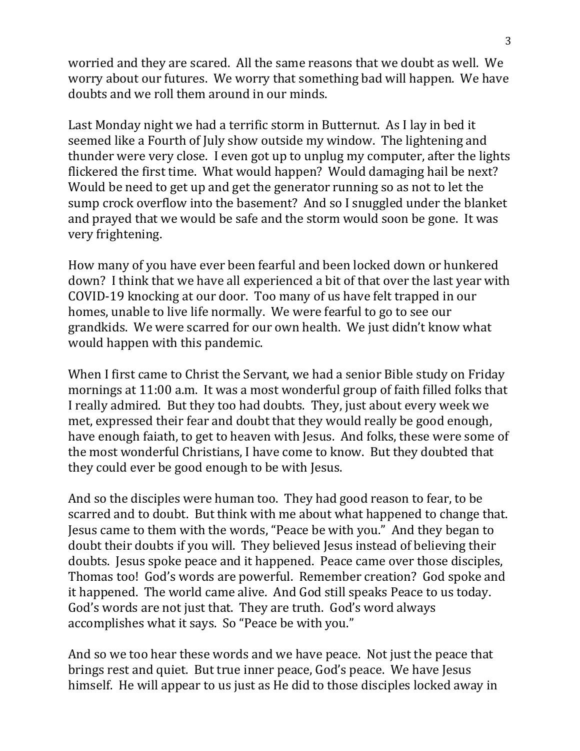worried and they are scared. All the same reasons that we doubt as well. We worry about our futures. We worry that something bad will happen. We have doubts and we roll them around in our minds.

Last Monday night we had a terrific storm in Butternut. As I lay in bed it seemed like a Fourth of July show outside my window. The lightening and thunder were very close. I even got up to unplug my computer, after the lights flickered the first time. What would happen? Would damaging hail be next? Would be need to get up and get the generator running so as not to let the sump crock overflow into the basement? And so I snuggled under the blanket and prayed that we would be safe and the storm would soon be gone. It was very frightening.

How many of you have ever been fearful and been locked down or hunkered down? I think that we have all experienced a bit of that over the last year with COVID-19 knocking at our door. Too many of us have felt trapped in our homes, unable to live life normally. We were fearful to go to see our grandkids. We were scarred for our own health. We just didn't know what would happen with this pandemic.

When I first came to Christ the Servant, we had a senior Bible study on Friday mornings at 11:00 a.m. It was a most wonderful group of faith filled folks that I really admired. But they too had doubts. They, just about every week we met, expressed their fear and doubt that they would really be good enough, have enough faiath, to get to heaven with Jesus. And folks, these were some of the most wonderful Christians, I have come to know. But they doubted that they could ever be good enough to be with Jesus.

And so the disciples were human too. They had good reason to fear, to be scarred and to doubt. But think with me about what happened to change that. Jesus came to them with the words, "Peace be with you." And they began to doubt their doubts if you will. They believed Jesus instead of believing their doubts. Jesus spoke peace and it happened. Peace came over those disciples, Thomas too! God's words are powerful. Remember creation? God spoke and it happened. The world came alive. And God still speaks Peace to us today. God's words are not just that. They are truth. God's word always accomplishes what it says. So "Peace be with you."

And so we too hear these words and we have peace. Not just the peace that brings rest and quiet. But true inner peace, God's peace. We have Jesus himself. He will appear to us just as He did to those disciples locked away in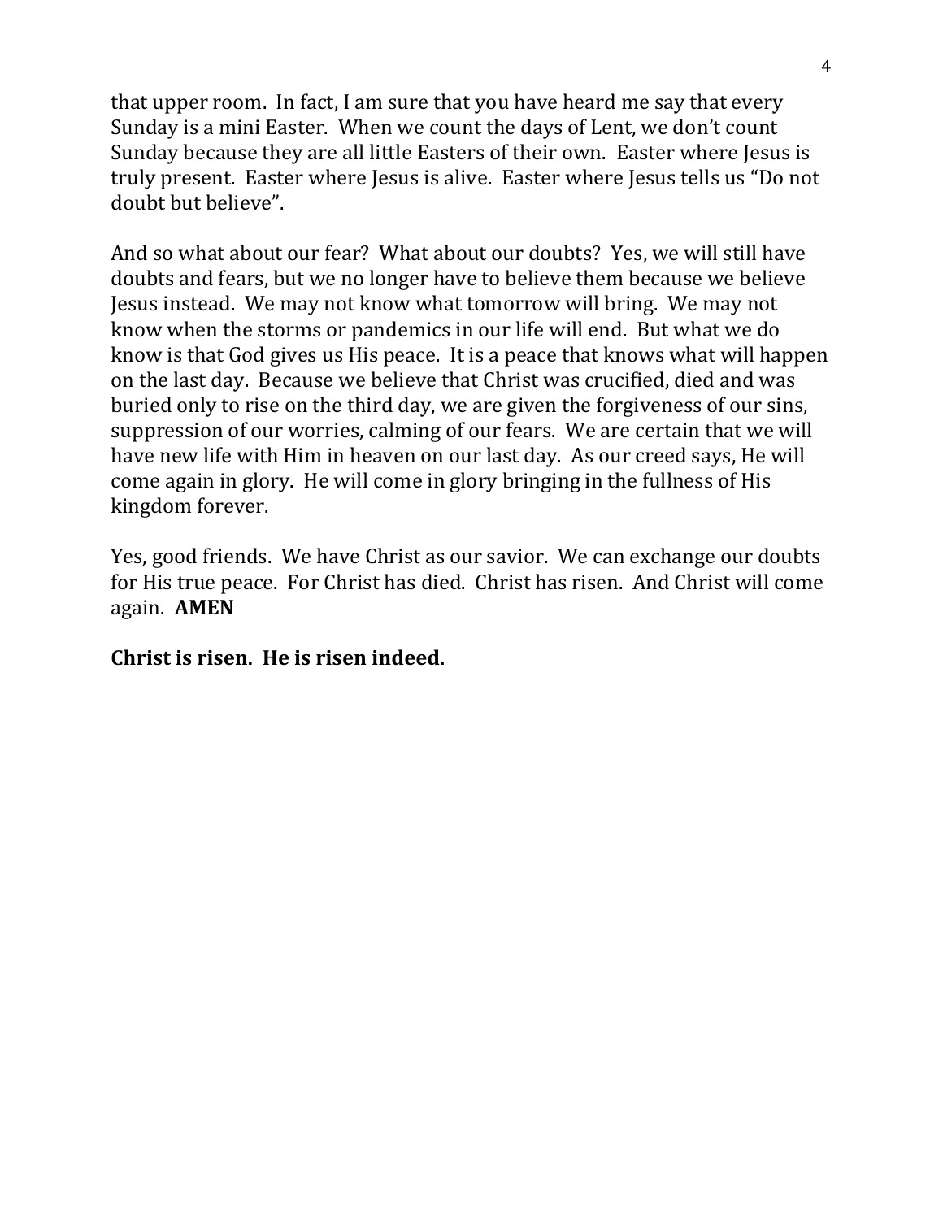that upper room. In fact, I am sure that you have heard me say that every Sunday is a mini Easter. When we count the days of Lent, we don't count Sunday because they are all little Easters of their own. Easter where Jesus is truly present. Easter where Jesus is alive. Easter where Jesus tells us "Do not doubt but believe".

And so what about our fear? What about our doubts? Yes, we will still have doubts and fears, but we no longer have to believe them because we believe Jesus instead. We may not know what tomorrow will bring. We may not know when the storms or pandemics in our life will end. But what we do know is that God gives us His peace. It is a peace that knows what will happen on the last day. Because we believe that Christ was crucified, died and was buried only to rise on the third day, we are given the forgiveness of our sins, suppression of our worries, calming of our fears. We are certain that we will have new life with Him in heaven on our last day. As our creed says, He will come again in glory. He will come in glory bringing in the fullness of His kingdom forever.

Yes, good friends. We have Christ as our savior. We can exchange our doubts for His true peace. For Christ has died. Christ has risen. And Christ will come again. **AMEN**

**Christ is risen. He is risen indeed.**